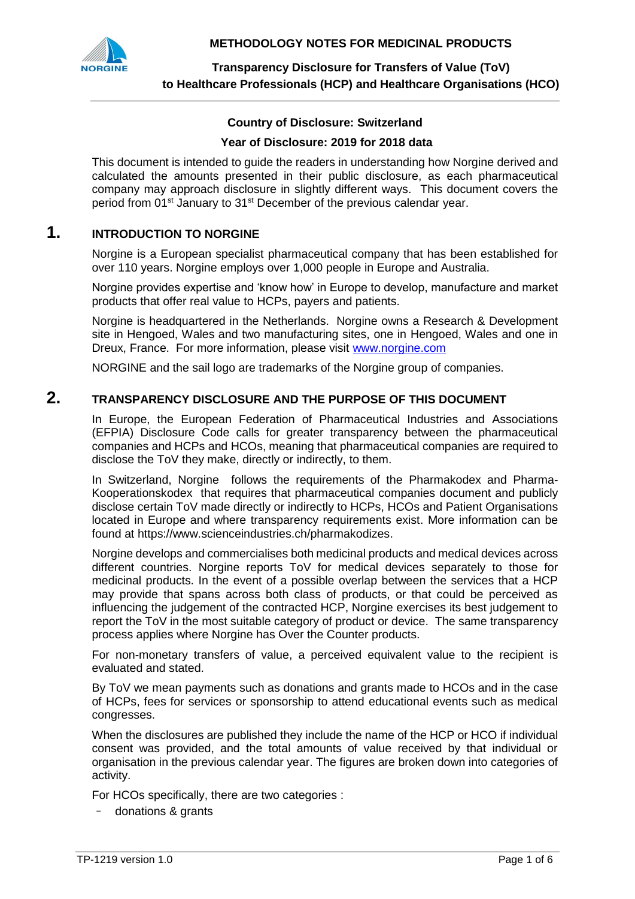# METHODOLOGY NOTES FOR MEDICINAL PRODUCTS

**Transparency Disclosure for Transfers of Value (ToV) to Healthcare Professionals (HCP) and Healthcare Organisations (HCO)**

**Country of Disclosure: Switzerland**

**Year of Disclosure: 2019 for 2018 data**

This document is intended to guide the readers in understanding how Norgine derived and calculated the amounts presented in their public disclosure, as each pharmaceutical company may approach disclosure in slightly different ways. This document covers the period from 01st January to 31st December of the previous calendar year.

## 1. INTRODUCTION TO NORGINE

Norgine is a European specialist pharmaceutical company that has been established for over 110 years. Norgine employs over 1,000 people in Europe and Australia.

Norgine provides expertise and 'know how' in Europe to develop, manufacture and market products that offer real value to HCPs, payers and patients.

Norgine is headquartered in the Netherlands. Norgine owns a Research & Development site in Hengoed, Wales and two manufacturing sites, one in Hengoed, Wales and one in Dreux, France. For more information, please visit [www.norgine.com](http://www.norgine.com)

NORGINE and the sail logo are trademarks of the Norgine group of companies.

## 2. TRANSPARENCY DISCLOSURE AND THE PURPOSE OF THIS DOCUMENT

In Europe, the European Federation of Pharmaceutical Industries and Associations (EFPIA) Disclosure Code calls for greater transparency between the pharmaceutical companies and HCPs and HCOs, meaning that pharmaceutical companies are required to disclose the ToV they make, directly or indirectly, to them.

In Switzerland, Norgine follows the requirements of the Pharmakodex and Pharma-Kooperationskodex that requires that pharmaceutical companies document and publicly disclose certain ToV made directly or indirectly to HCPs, HCOs and Patient Organisations located in Europe and where transparency requirements exist. More information can be found at https://www.scienceindustries.ch/pharmakodizes.

Norgine develops and commercialises both medicinal products and medical devices across different countries. Norgine reports ToV for medical devices separately to those for medicinal products. In the event of a possible overlap between the services that a HCP may provide that spans across both class of products, or that could be perceived as influencing the judgement of the contracted HCP, Norgine exercises its best judgement to report the ToV in the most suitable category of product or device. The same transparency process applies where Norgine has Over the Counter products.

For non-monetary transfers of value, a perceived equivalent value to the recipient is evaluated and stated.

By ToV we mean payments such as donations and grants made to HCOs and in the case of HCPs, fees for services or sponsorship to attend educational events such as medical congresses.

When the disclosures are published they include the name of the HCP or HCO if individual consent was provided, and the total amounts of value received by that individual or organisation in the previous calendar year. The figures are broken down into categories of activity.

For HCOs specifically, there are two categories :

- donations & grants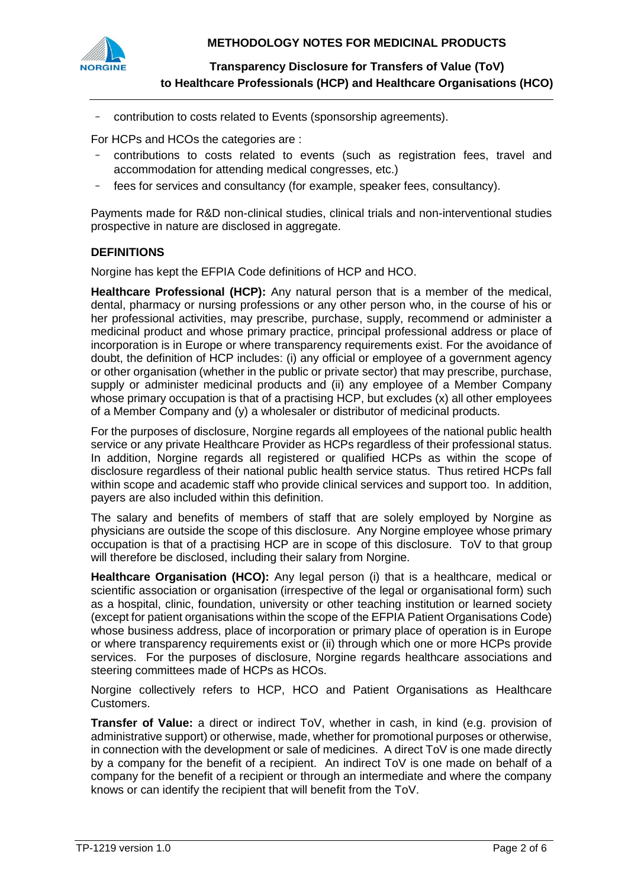- contribution to costs related to Events (sponsorship agreements).

For HCPs and HCOs the categories are :

- contributions to costs related to events (such as registration fees, travel and accommodation for attending medical congresses, etc.)
- fees for services and consultancy (for example, speaker fees, consultancy).

Payments made for R&D non-clinical studies, clinical trials and non-interventional studies prospective in nature are disclosed in aggregate.

**DEFINITIONS**

Norgine has kept the EFPIA Code definitions of HCP and HCO.

**Healthcare Professional (HCP):** Any natural person that is a member of the medical, dental, pharmacy or nursing professions or any other person who, in the course of his or her professional activities, may prescribe, purchase, supply, recommend or administer a medicinal product and whose primary practice, principal professional address or place of incorporation is in Europe or where transparency requirements exist. For the avoidance of doubt, the definition of HCP includes: (i) any official or employee of a government agency or other organisation (whether in the public or private sector) that may prescribe, purchase, supply or administer medicinal products and (ii) any employee of a Member Company whose primary occupation is that of a practising HCP, but excludes (x) all other employees of a Member Company and (y) a wholesaler or distributor of medicinal products.

For the purposes of disclosure, Norgine regards all employees of the national public health service or any private Healthcare Provider as HCPs regardless of their professional status. In addition, Norgine regards all registered or qualified HCPs as within the scope of disclosure regardless of their national public health service status. Thus retired HCPs fall within scope and academic staff who provide clinical services and support too. In addition, payers are also included within this definition.

The salary and benefits of members of staff that are solely employed by Norgine as physicians are outside the scope of this disclosure. Any Norgine employee whose primary occupation is that of a practising HCP are in scope of this disclosure. ToV to that group will therefore be disclosed, including their salary from Norgine.

**Healthcare Organisation (HCO):** Any legal person (i) that is a healthcare, medical or scientific association or organisation (irrespective of the legal or organisational form) such as a hospital, clinic, foundation, university or other teaching institution or learned society (except for patient organisations within the scope of the EFPIA Patient Organisations Code) whose business address, place of incorporation or primary place of operation is in Europe or where transparency requirements exist or (ii) through which one or more HCPs provide services. For the purposes of disclosure, Norgine regards healthcare associations and steering committees made of HCPs as HCOs.

Norgine collectively refers to HCP, HCO and Patient Organisations as Healthcare Customers.

**Transfer of Value:** a direct or indirect ToV, whether in cash, in kind (e.g. provision of administrative support) or otherwise, made, whether for promotional purposes or otherwise, in connection with the development or sale of medicines. A direct ToV is one made directly by a company for the benefit of a recipient. An indirect ToV is one made on behalf of a company for the benefit of a recipient or through an intermediate and where the company knows or can identify the recipient that will benefit from the ToV.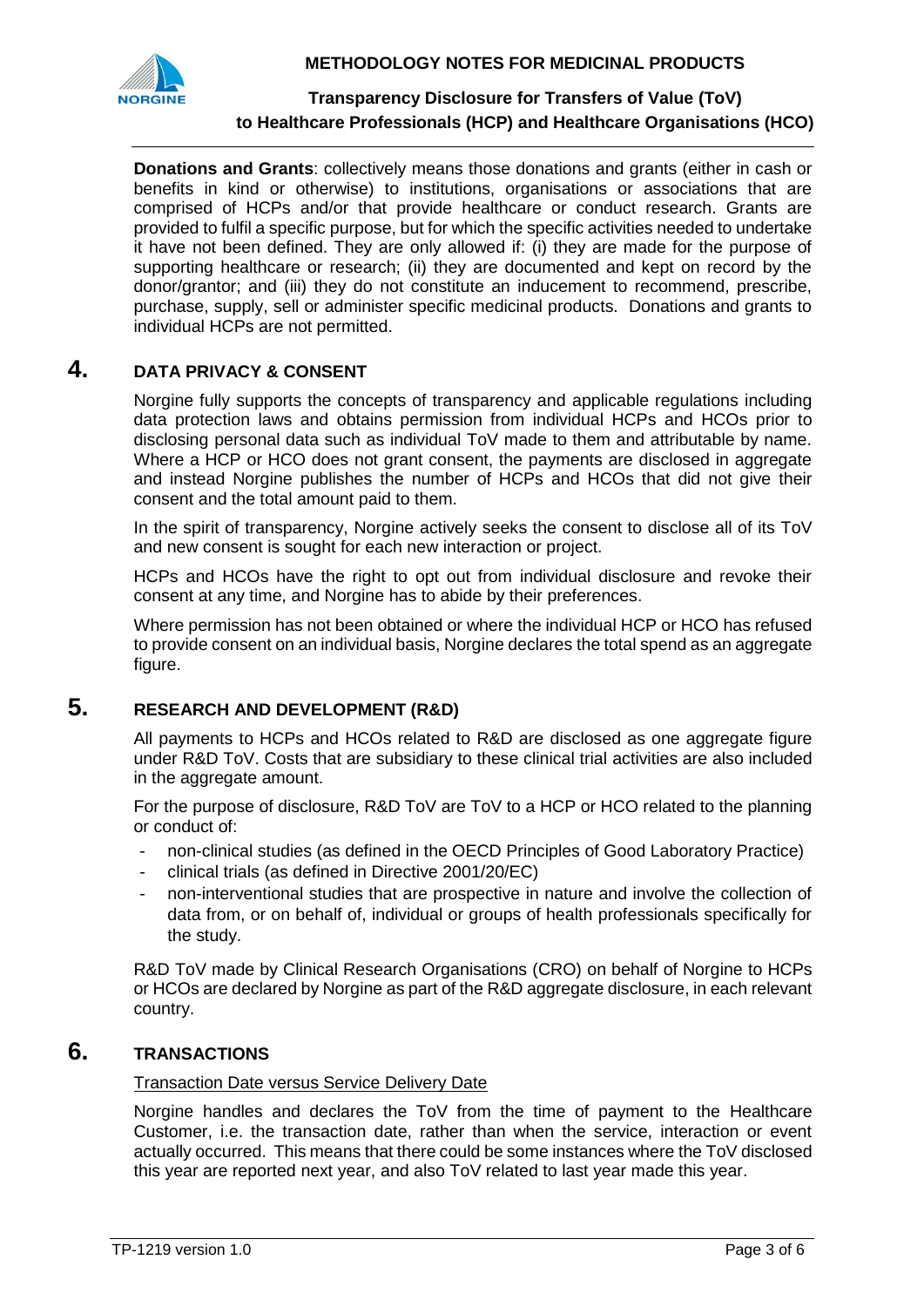**Donations and Grants**: collectively means those donations and grants (either in cash or benefits in kind or otherwise) to institutions, organisations or associations that are comprised of HCPs and/or that provide healthcare or conduct research. Grants are provided to fulfil a specific purpose, but for which the specific activities needed to undertake it have not been defined. They are only allowed if: (i) they are made for the purpose of supporting healthcare or research; (ii) they are documented and kept on record by the donor/grantor; and (iii) they do not constitute an inducement to recommend, prescribe, purchase, supply, sell or administer specific medicinal products. Donations and grants to individual HCPs are not permitted.

## 4. DATA PRIVACY & CONSENT

Norgine fully supports the concepts of transparency and applicable regulations including data protection laws and obtains permission from individual HCPs and HCOs prior to disclosing personal data such as individual ToV made to them and attributable by name. Where a HCP or HCO does not grant consent, the payments are disclosed in aggregate and instead Norgine publishes the number of HCPs and HCOs that did not give their consent and the total amount paid to them.

In the spirit of transparency, Norgine actively seeks the consent to disclose all of its ToV and new consent is sought for each new interaction or project.

HCPs and HCOs have the right to opt out from individual disclosure and revoke their consent at any time, and Norgine has to abide by their preferences.

Where permission has not been obtained or where the individual HCP or HCO has refused to provide consent on an individual basis, Norgine declares the total spend as an aggregate figure.

## 5. RESEARCH AND DEVELOPMENT (R&D)

All payments to HCPs and HCOs related to R&D are disclosed as one aggregate figure under R&D ToV. Costs that are subsidiary to these clinical trial activities are also included in the aggregate amount.

For the purpose of disclosure, R&D ToV are ToV to a HCP or HCO related to the planning or conduct of:

- non-clinical studies (as defined in the OECD Principles of Good Laboratory Practice)
- clinical trials (as defined in Directive 2001/20/EC)
- non-interventional studies that are prospective in nature and involve the collection of data from, or on behalf of, individual or groups of health professionals specifically for the study.

R&D ToV made by Clinical Research Organisations (CRO) on behalf of Norgine to HCPs or HCOs are declared by Norgine as part of the R&D aggregate disclosure, in each relevant country.

## 6. TRANSACTIONS

Transaction Date versus Service Delivery Date

Norgine handles and declares the ToV from the time of payment to the Healthcare Customer, i.e. the transaction date, rather than when the service, interaction or event actually occurred. This means that there could be some instances where the ToV disclosed this year are reported next year, and also ToV related to last year made this year.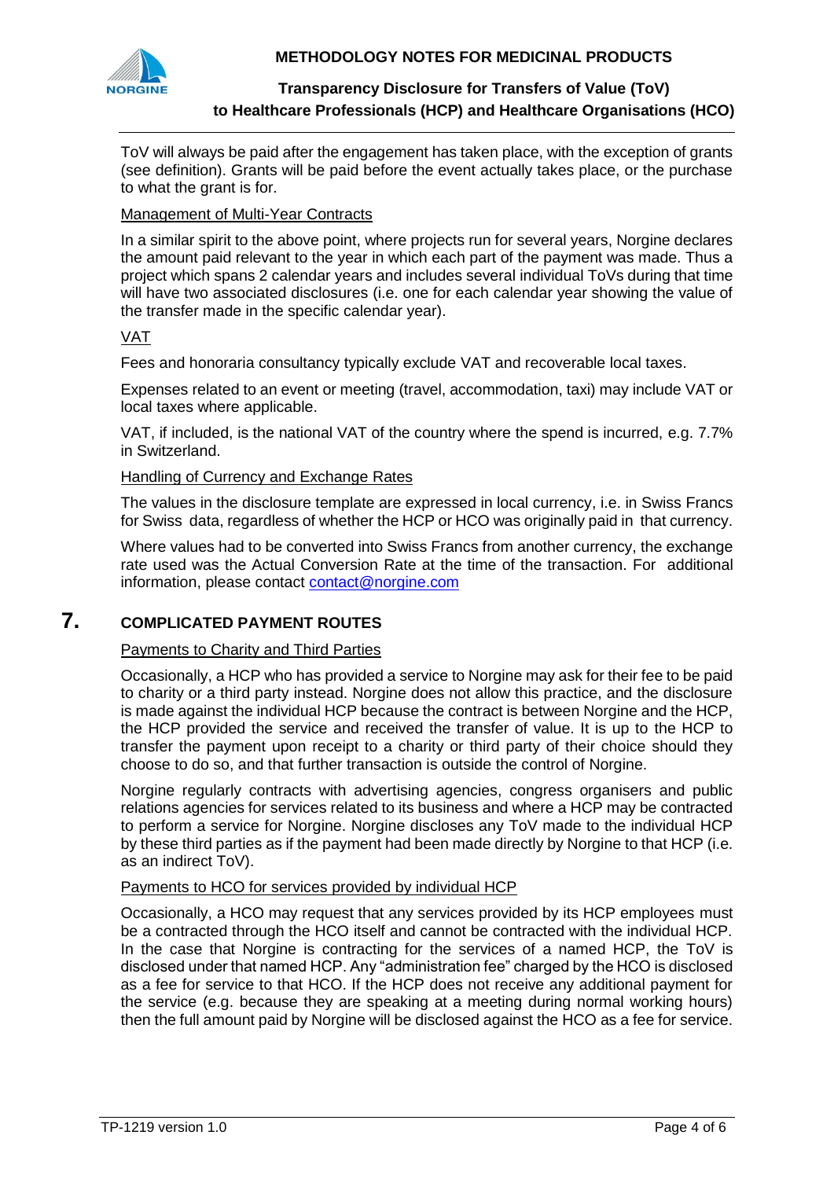ToV will always be paid after the engagement has taken place, with the exception of grants (see definition). Grants will be paid before the event actually takes place, or the purchase to what the grant is for.

Management of Multi-Year Contracts

In a similar spirit to the above point, where projects run for several years, Norgine declares the amount paid relevant to the year in which each part of the payment was made. Thus a project which spans 2 calendar years and includes several individual ToVs during that time will have two associated disclosures (i.e. one for each calendar year showing the value of the transfer made in the specific calendar year).

VAT

Fees and honoraria consultancy typically exclude VAT and recoverable local taxes.

Expenses related to an event or meeting (travel, accommodation, taxi) may include VAT or local taxes where applicable.

VAT, if included, is the national VAT of the country where the spend is incurred, e.g. 7.7% in Switzerland.

Handling of Currency and Exchange Rates

The values in the disclosure template are expressed in local currency, i.e. in Swiss Francs for Swiss data, regardless of whether the HCP or HCO was originally paid in that currency.

Where values had to be converted into Swiss Francs from another currency, the exchange rate used was the Actual Conversion Rate at the time of the transaction. For additional information, please contact contact@norgine.com

# 7. COMPLICATED PAYMENT ROUTES

Payments to Charity and Third Parties

Occasionally, a HCP who has provided a service to Norgine may ask for their fee to be paid to charity or a third party instead. Norgine does not allow this practice, and the disclosure is made against the individual HCP because the contract is between Norgine and the HCP, the HCP provided the service and received the transfer of value. It is up to the HCP to transfer the payment upon receipt to a charity or third party of their choice should they choose to do so, and that further transaction is outside the control of Norgine.

Norgine regularly contracts with advertising agencies, congress organisers and public relations agencies for services related to its business and where a HCP may be contracted to perform a service for Norgine. Norgine discloses any ToV made to the individual HCP by these third parties as if the payment had been made directly by Norgine to that HCP (i.e. as an indirect ToV).

Payments to HCO for services provided by individual HCP

Occasionally, a HCO may request that any services provided by its HCP employees must be a contracted through the HCO itself and cannot be contracted with the individual HCP. In the case that Norgine is contracting for the services of a named HCP, the ToV is disclosed under that named HCP. Any "administration fee" charged by the HCO is disclosed as a fee for service to that HCO. If the HCP does not receive any additional payment for the service (e.g. because they are speaking at a meeting during normal working hours) then the full amount paid by Norgine will be disclosed against the HCO as a fee for service.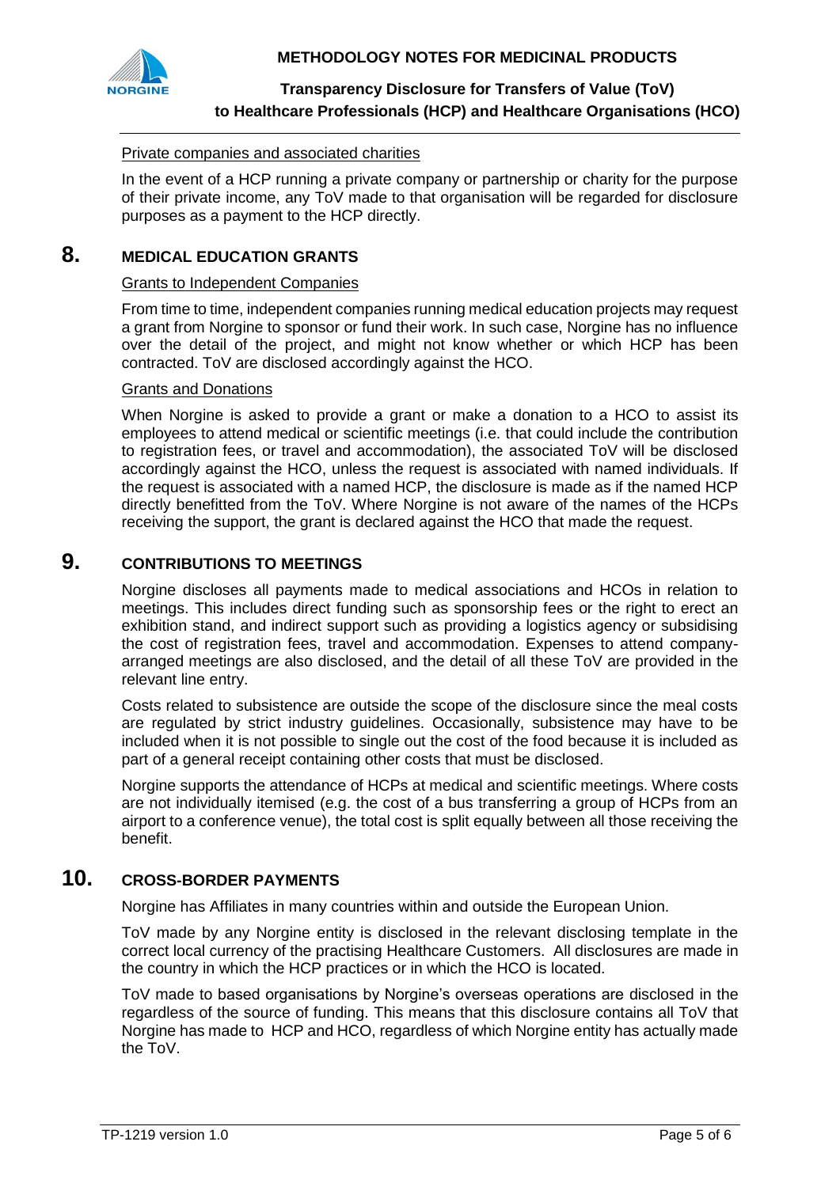Private companies and associated charities

In the event of a HCP running a private company or partnership or charity for the purpose of their private income, any ToV made to that organisation will be regarded for disclosure purposes as a payment to the HCP directly.

## 8. MEDICAL EDUCATION GRANTS

Grants to Independent Companies

From time to time, independent companies running medical education projects may request a grant from Norgine to sponsor or fund their work. In such case, Norgine has no influence over the detail of the project, and might not know whether or which HCP has been contracted. ToV are disclosed accordingly against the HCO.

Grants and Donations

When Norgine is asked to provide a grant or make a donation to a HCO to assist its employees to attend medical or scientific meetings (i.e. that could include the contribution to registration fees, or travel and accommodation), the associated ToV will be disclosed accordingly against the HCO, unless the request is associated with named individuals. If the request is associated with a named HCP, the disclosure is made as if the named HCP directly benefitted from the ToV. Where Norgine is not aware of the names of the HCPs receiving the support, the grant is declared against the HCO that made the request.

## 9. CONTRIBUTIONS TO MEETINGS

Norgine discloses all payments made to medical associations and HCOs in relation to meetings. This includes direct funding such as sponsorship fees or the right to erect an exhibition stand, and indirect support such as providing a logistics agency or subsidising the cost of registration fees, travel and accommodation. Expenses to attend company-arranged meetings are also disclosed, and the detail of all these ToV are provided in the relevant line entry.

Costs related to subsistence are outside the scope of the disclosure since the meal costs are regulated by strict industry guidelines. Occasionally, subsistence may have to be included when it is not possible to single out the cost of the food because it is included as part of a general receipt containing other costs that must be disclosed.

Norgine supports the attendance of HCPs at medical and scientific meetings. Where costs are not individually itemised (e.g. the cost of a bus transferring a group of HCPs from an airport to a conference venue), the total cost is split equally between all those receiving the benefit.

## 10. CROSS-BORDER PAYMENTS

Norgine has Affiliates in many countries within and outside the European Union.

ToV made by any Norgine entity is disclosed in the relevant disclosing template in the correct local currency of the practising Healthcare Customers. All disclosures are made in the country in which the HCP practices or in which the HCO is located.

ToV made to based organisations by Norgine's overseas operations are disclosed in the regardless of the source of funding. This means that this disclosure contains all ToV that Norgine has made to HCP and HCO, regardless of which Norgine entity has actually made the ToV.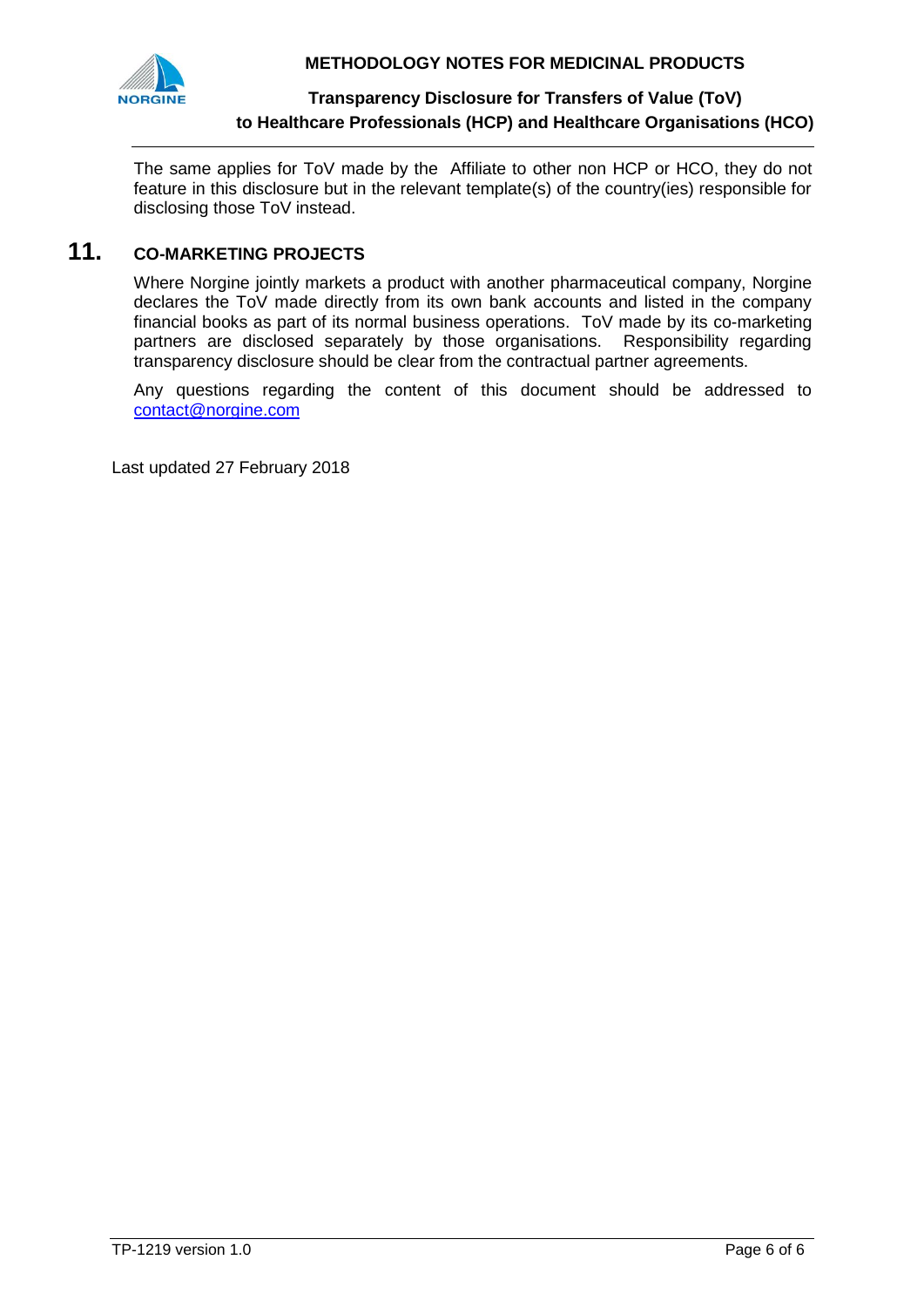The same applies for ToV made by the Affiliate to other non HCP or HCO, they do not feature in this disclosure but in the relevant template(s) of the country(ies) responsible for disclosing those ToV instead.

## 11. CO-MARKETING PROJECTS

Where Norgine jointly markets a product with another pharmaceutical company, Norgine declares the ToV made directly from its own bank accounts and listed in the company financial books as part of its normal business operations. ToV made by its co-marketing partners are disclosed separately by those organisations. Responsibility regarding transparency disclosure should be clear from the contractual partner agreements.

Any questions regarding the content of this document should be addressed to contact@norgine.com

Last updated 27 February 2018